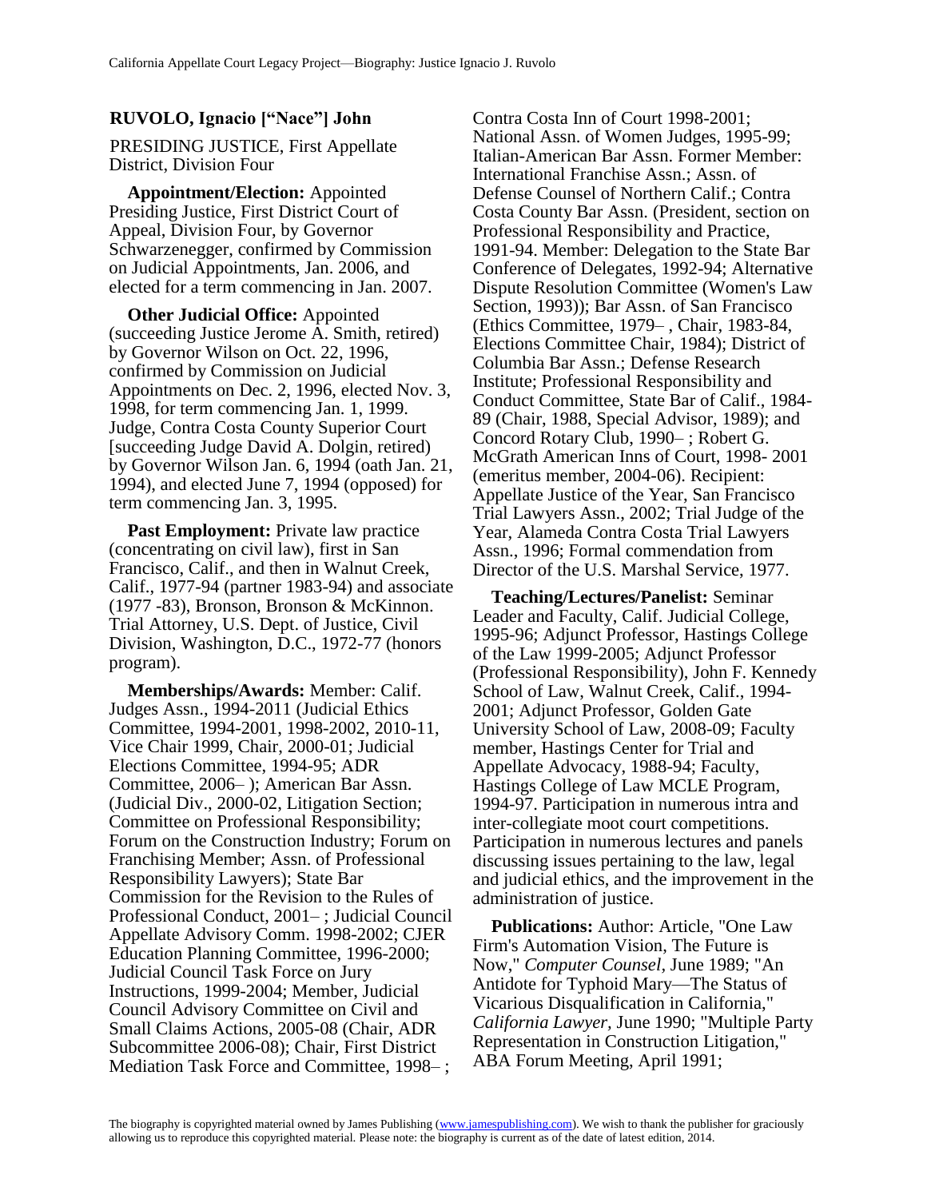## RUVOLO, Ignacio ["Nace"] John

PRESIDING JUSTICE, First Appellate District, Division Four

**Appointment/Election:** Appointed Presiding Justice, First District Court of Appeal, Division Four, by Governor Schwarzenegger, confirmed by Commission on Judicial Appointments, Jan. 2006, and elected for a term commencing in Jan. 2007.

**Other Judicial Office:** Appointed (succeeding Justice Jerome A. Smith, retired) by Governor Wilson on Oct. 22, 1996, confirmed by Commission on Judicial Appointments on Dec. 2, 1996, elected Nov. 3, 1998, for term commencing Jan. 1, 1999. Judge, Contra Costa County Superior Court [succeeding Judge David A. Dolgin, retired) by Governor Wilson Jan. 6, 1994 (oath Jan. 21, 1994), and elected June 7, 1994 (opposed) for term commencing Jan. 3, 1995.

**Past Employment:** Private law practice (concentrating on civil law), first in San Francisco, Calif., and then in Walnut Creek, Calif., 1977-94 (partner 1983-94) and associate (1977 -83), Bronson, Bronson & McKinnon. Trial Attorney, U.S. Dept. of Justice, Civil Division, Washington, D.C., 1972-77 (honors program).

**Memberships/Awards:** Member: Calif. Judges Assn., 1994-2011 (Judicial Ethics Committee, 1994-2001, 1998-2002, 2010-11, Vice Chair 1999, Chair, 2000-01; Judicial Elections Committee, 1994-95; ADR Committee, 2006– ); American Bar Assn. (Judicial Div., 2000-02, Litigation Section; Committee on Professional Responsibility; Forum on the Construction Industry; Forum on Franchising Member; Assn. of Professional Responsibility Lawyers); State Bar Commission for the Revision to the Rules of Professional Conduct, 2001– ; Judicial Council Appellate Advisory Comm. 1998-2002; CJER Education Planning Committee, 1996-2000; Judicial Council Task Force on Jury Instructions, 1999-2004; Member, Judicial Council Advisory Committee on Civil and Small Claims Actions, 2005-08 (Chair, ADR Subcommittee 2006-08); Chair, First District Mediation Task Force and Committee, 1998– ; Contra Costa Inn of Court 1998-2001; National Assn. of Women Judges, 1995-99; Italian-American Bar Assn. Former Member: International Franchise Assn.; Assn. of Defense Counsel of Northern Calif.; Contra Costa County Bar Assn. (President, section on Professional Responsibility and Practice, 1991-94. Member: Delegation to the State Bar Conference of Delegates, 1992-94; Alternative Dispute Resolution Committee (Women's Law Section, 1993)); Bar Assn. of San Francisco (Ethics Committee, 1979– , Chair, 1983-84, Elections Committee Chair, 1984); District of Columbia Bar Assn.; Defense Research Institute; Professional Responsibility and Conduct Committee, State Bar of Calif., 1984-89 (Chair, 1988, Special Advisor, 1989); and Concord Rotary Club, 1990– ; Robert G. McGrath American Inns of Court, 1998- 2001 (emeritus member, 2004-06). Recipient: Appellate Justice of the Year, San Francisco Trial Lawyers Assn., 2002; Trial Judge of the Year, Alameda Contra Costa Trial Lawyers Assn., 1996; Formal commendation from Director of the U.S. Marshal Service, 1977.

**Teaching/Lectures/Panelist:** Seminar Leader and Faculty, Calif. Judicial College, 1995-96; Adjunct Professor, Hastings College of the Law 1999-2005; Adjunct Professor (Professional Responsibility), John F. Kennedy School of Law, Walnut Creek, Calif., 1994-2001; Adjunct Professor, Golden Gate University School of Law, 2008-09; Faculty member, Hastings Center for Trial and Appellate Advocacy, 1988-94; Faculty, Hastings College of Law MCLE Program, 1994-97. Participation in numerous intra and inter-collegiate moot court competitions. Participation in numerous lectures and panels discussing issues pertaining to the law, legal and judicial ethics, and the improvement in the administration of justice.

**Publications:** Author: Article, "One Law Firm's Automation Vision, The Future is Now," *Computer Counsel*, June 1989; "An Antidote for Typhoid Mary—The Status of Vicarious Disqualification in California," *California Lawyer*, June 1990; "Multiple Party Representation in Construction Litigation," ABA Forum Meeting, April 1991;

The biography is copyrighted material owned by James Publishing (www.jamespublishing.com). We wish to thank the publisher for graciously allowing us to reproduce this copyrighted material. Please note: the biography is current as of the date of latest edition, 2014.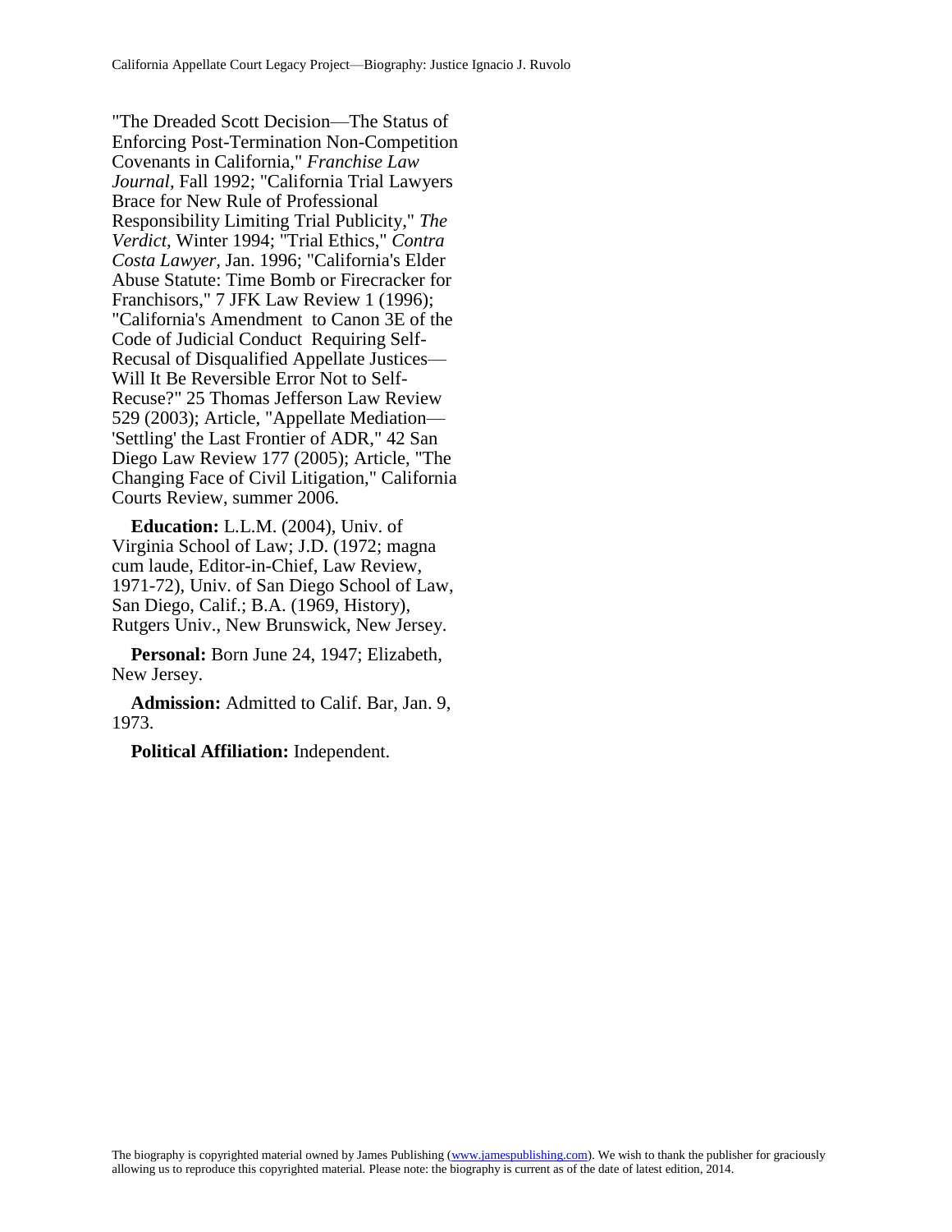"The Dreaded Scott Decision—The Status of Enforcing Post-Termination Non-Competition Covenants in California," *Franchise Law Journal,* Fall 1992; "California Trial Lawyers Brace for New Rule of Professional Responsibility Limiting Trial Publicity," *The Verdict,* Winter 1994; "Trial Ethics," *Contra Costa Lawyer,* Jan. 1996; "California's Elder Abuse Statute: Time Bomb or Firecracker for Franchisors," 7 JFK Law Review 1 (1996); "California's Amendment to Canon 3E of the Code of Judicial Conduct Requiring Self-Recusal of Disqualified Appellate Justices—Will It Be Reversible Error Not to Self-Recuse?" 25 Thomas Jefferson Law Review 529 (2003); Article, "Appellate Mediation—'Settling' the Last Frontier of ADR," 42 San Diego Law Review 177 (2005); Article, "The Changing Face of Civil Litigation," California Courts Review, summer 2006.

**Education:** L.L.M. (2004), Univ. of Virginia School of Law; J.D. (1972; magna cum laude, Editor-in-Chief, Law Review, 1971-72), Univ. of San Diego School of Law, San Diego, Calif.; B.A. (1969, History), Rutgers Univ., New Brunswick, New Jersey.

**Personal:** Born June 24, 1947; Elizabeth, New Jersey.

**Admission:** Admitted to Calif. Bar, Jan. 9, 1973.

**Political Affiliation:** Independent.

The biography is copyrighted material owned by James Publishing (www.jamespublishing.com). We wish to thank the publisher for graciously allowing us to reproduce this copyrighted material. Please note: the biography is current as of the date of latest edition, 2014.